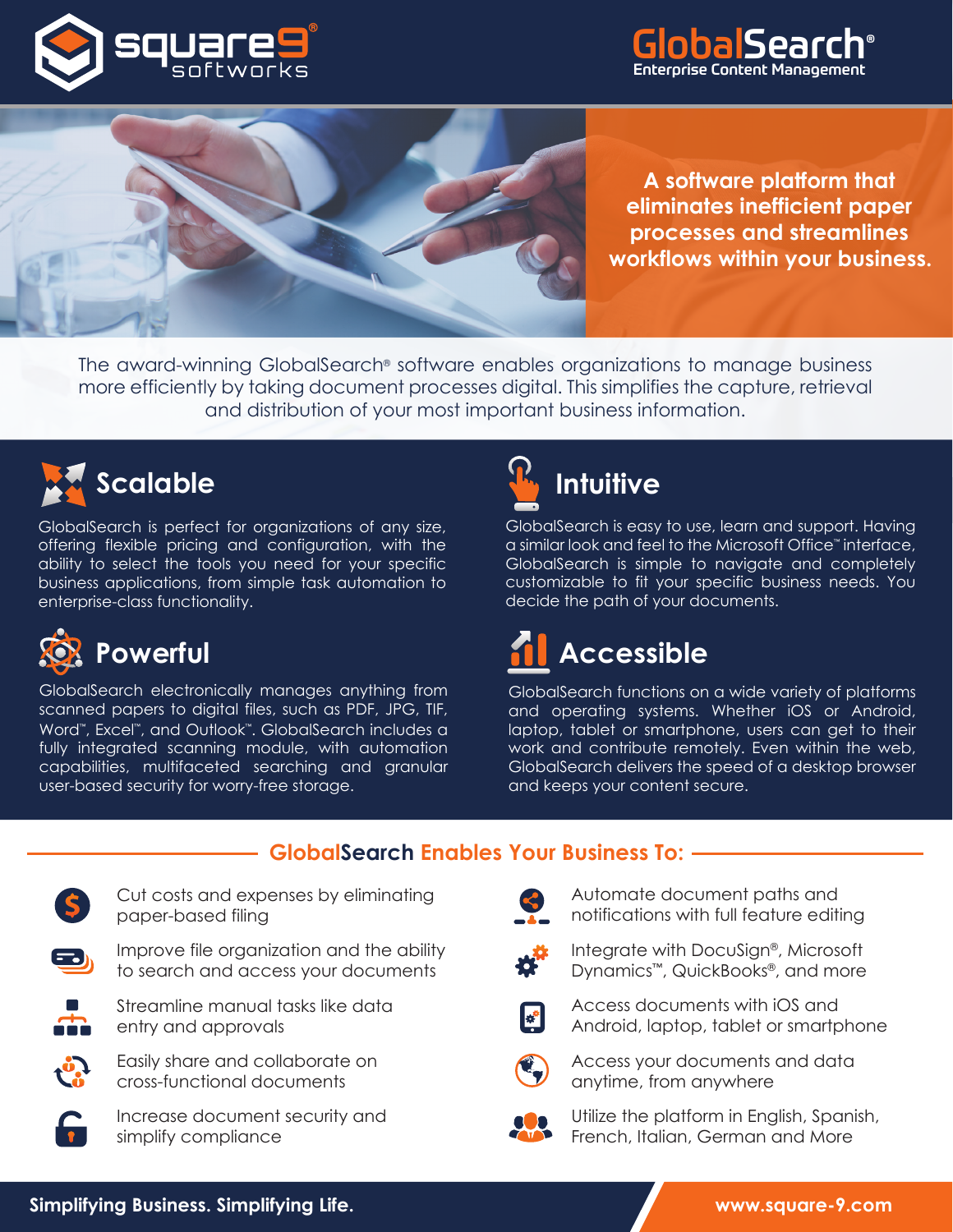# square9 softworks

# GlobalSearch®
Enterprise Content Management

**A software platform that eliminates inefficient paper processes and streamlines workflows within your business.**

The award-winning GlobalSearch® software enables organizations to manage business more efficiently by taking document processes digital. This simplifies the capture, retrieval and distribution of your most important business information.

## Scalable

GlobalSearch is perfect for organizations of any size, offering flexible pricing and configuration, with the ability to select the tools you need for your specific business applications, from simple task automation to enterprise-class functionality.

## Intuitive

GlobalSearch is easy to use, learn and support. Having a similar look and feel to the Microsoft Office™ interface, GlobalSearch is simple to navigate and completely customizable to fit your specific business needs. You decide the path of your documents.

## Powerful

GlobalSearch electronically manages anything from scanned papers to digital files, such as PDF, JPG, TIF, Word™, Excel™, and Outlook™. GlobalSearch includes a fully integrated scanning module, with automation capabilities, multifaceted searching and granular user-based security for worry-free storage.

## Accessible

GlobalSearch functions on a wide variety of platforms and operating systems. Whether iOS or Android, laptop, tablet or smartphone, users can get to their work and contribute remotely. Even within the web, GlobalSearch delivers the speed of a desktop browser and keeps your content secure.

## GlobalSearch Enables Your Business To:

- Cut costs and expenses by eliminating paper-based filing
- Improve file organization and the ability to search and access your documents
- Streamline manual tasks like data entry and approvals
- Easily share and collaborate on cross-functional documents
- Increase document security and simplify compliance
- Automate document paths and notifications with full feature editing
- Integrate with DocuSign®, Microsoft Dynamics™, QuickBooks®, and more
- Access documents with iOS and Android, laptop, tablet or smartphone
- Access your documents and data anytime, from anywhere
- Utilize the platform in English, Spanish, French, Italian, German and More

**Simplifying Business. Simplifying Life.**

**www.square-9.com**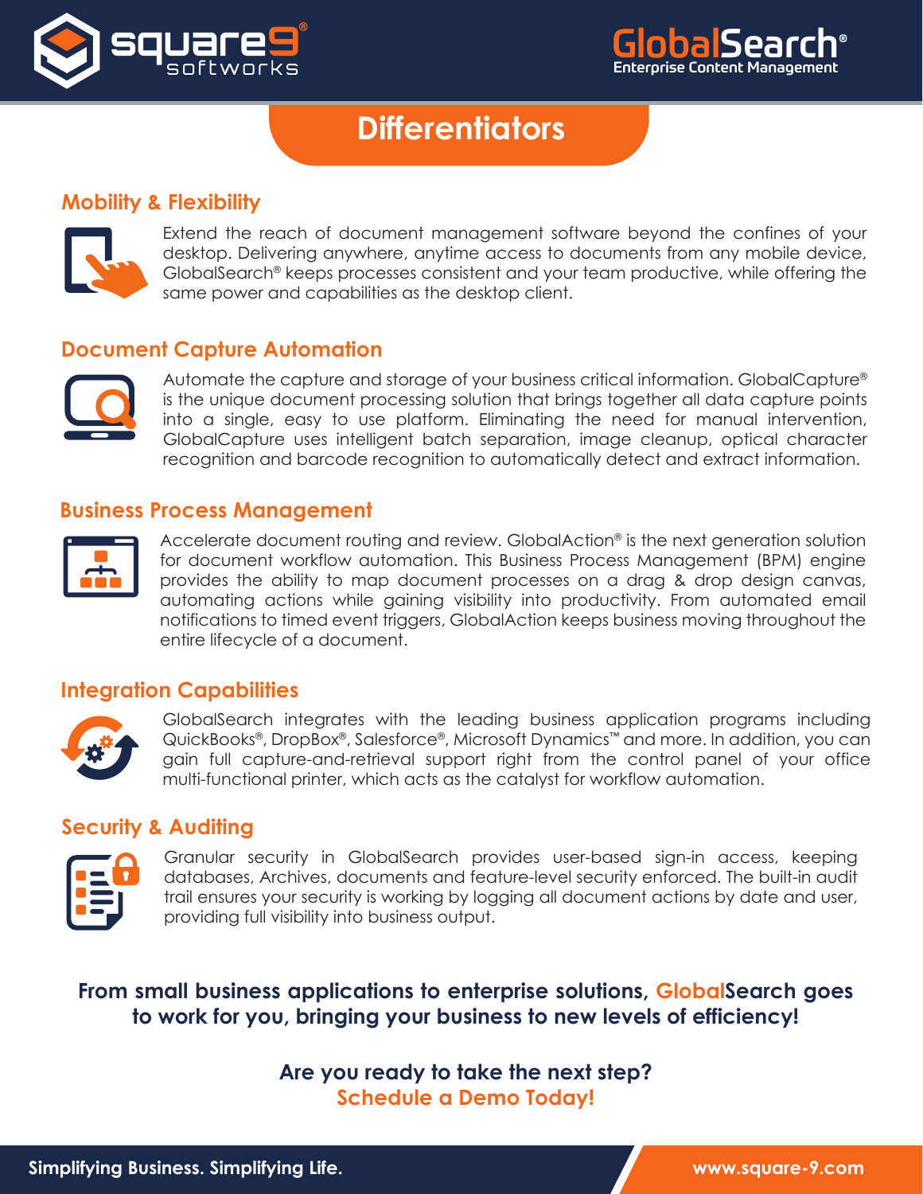# Differentiators

## Mobility & Flexibility

Extend the reach of document management software beyond the confines of your desktop. Delivering anywhere, anytime access to documents from any mobile device, GlobalSearch® keeps processes consistent and your team productive, while offering the same power and capabilities as the desktop client.

## Document Capture Automation

Automate the capture and storage of your business critical information. GlobalCapture® is the unique document processing solution that brings together all data capture points into a single, easy to use platform. Eliminating the need for manual intervention, GlobalCapture uses intelligent batch separation, image cleanup, optical character recognition and barcode recognition to automatically detect and extract information.

## Business Process Management

Accelerate document routing and review. GlobalAction® is the next generation solution for document workflow automation. This Business Process Management (BPM) engine provides the ability to map document processes on a drag & drop design canvas, automating actions while gaining visibility into productivity. From automated email notifications to timed event triggers, GlobalAction keeps business moving throughout the entire lifecycle of a document.

## Integration Capabilities

GlobalSearch integrates with the leading business application programs including QuickBooks®, DropBox®, Salesforce®, Microsoft Dynamics™ and more. In addition, you can gain full capture-and-retrieval support right from the control panel of your office multi-functional printer, which acts as the catalyst for workflow automation.

## Security & Auditing

Granular security in GlobalSearch provides user-based sign-in access, keeping databases, Archives, documents and feature-level security enforced. The built-in audit trail ensures your security is working by logging all document actions by date and user, providing full visibility into business output.

**From small business applications to enterprise solutions, GlobalSearch goes to work for you, bringing your business to new levels of efficiency!**

**Are you ready to take the next step?**
**Schedule a Demo Today!**

Simplifying Business. Simplifying Life.

www.square-9.com